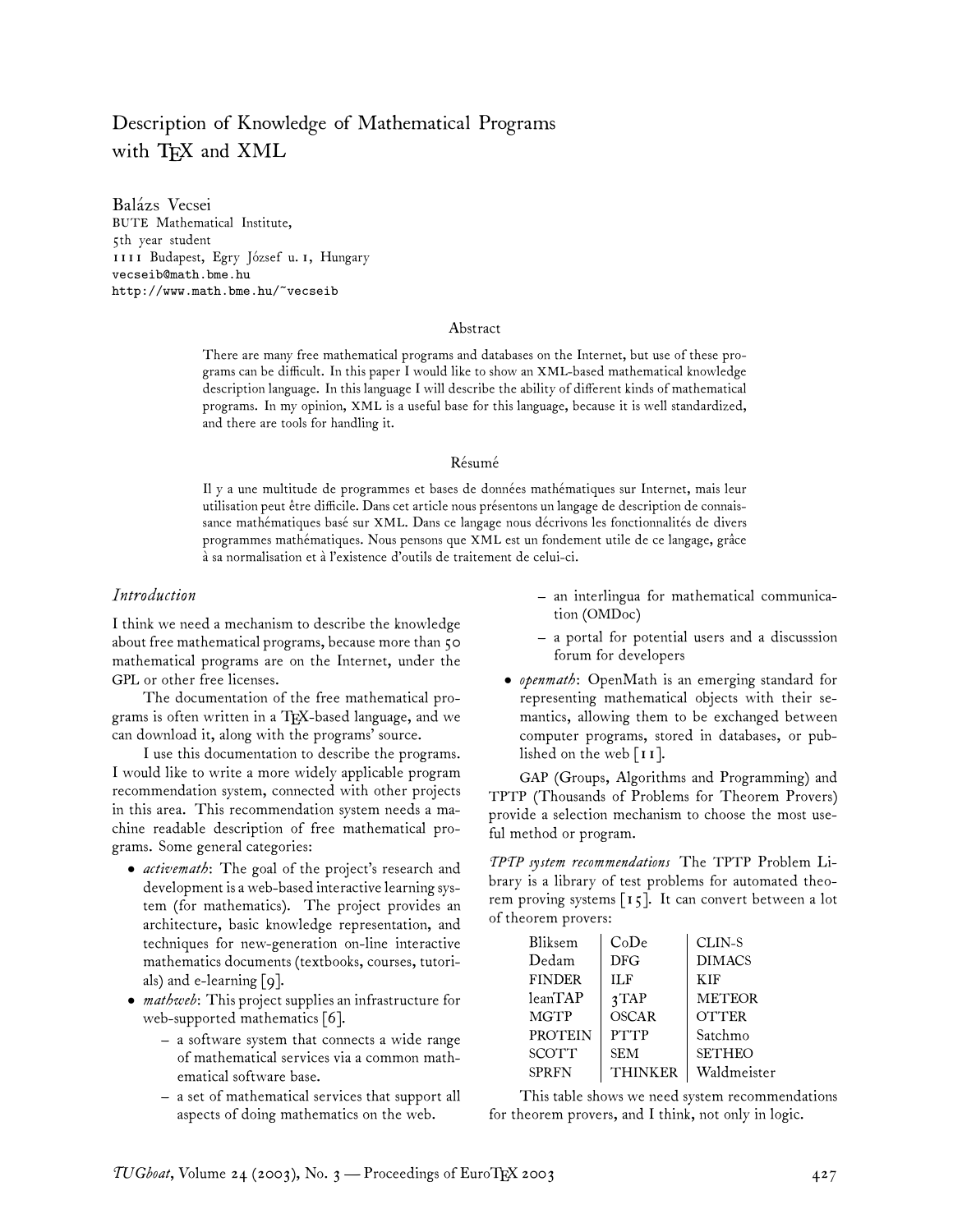# Description of Knowledge of Mathematical Programs with TEX and XML

Balázs Vecsei
BUTE Mathematical Institute,
5th year student
1111 Budapest, Egry József u. 1, Hungary
vecseib@math.bme.hu
http://www.math.bme.hu/~vecseib

## Abstract

There are many free mathematical programs and databases on the Internet, but use of these programs can be difficult. In this paper I would like to show an XML-based mathematical knowledge description language. In this language I will describe the ability of different kinds of mathematical programs. In my opinion, XML is a useful base for this language, because it is well standardized, and there are tools for handling it.

## Résumé

Il y a une multitude de programmes et bases de données mathématiques sur Internet, mais leur utilisation peut être difficile. Dans cet article nous présentons un langage de description de connaissance mathématiques basé sur XML. Dans ce langage nous décrivons les fonctionnalités de divers programmes mathématiques. Nous pensons que XML est un fondement utile de ce langage, grâce à sa normalisation et à l'existence d'outils de traitement de celui-ci.

## *Introduction*

I think we need a mechanism to describe the knowledge about free mathematical programs, because more than 50 mathematical programs are on the Internet, under the GPL or other free licenses.

The documentation of the free mathematical programs is often written in a TEX-based language, and we can download it, along with the programs' source.

I use this documentation to describe the programs. I would like to write a more widely applicable program recommendation system, connected with other projects in this area. This recommendation system needs a machine readable description of free mathematical programs. Some general categories:

- *activemath*: The goal of the project's research and development is a web-based interactive learning system (for mathematics). The project provides an architecture, basic knowledge representation, and techniques for new-generation on-line interactive mathematics documents (textbooks, courses, tutorials) and e-learning [9].
- *mathweb*: This project supplies an infrastructure for web-supported mathematics [6].
  - a software system that connects a wide range of mathematical services via a common mathematical software base.
  - a set of mathematical services that support all aspects of doing mathematics on the web.
  - an interlingua for mathematical communication (OMDoc)
  - a portal for potential users and a discusssion forum for developers
- *openmath*: OpenMath is an emerging standard for representing mathematical objects with their semantics, allowing them to be exchanged between computer programs, stored in databases, or published on the web [11].

GAP (Groups, Algorithms and Programming) and TPTP (Thousands of Problems for Theorem Provers) provide a selection mechanism to choose the most useful method or program.

*TPTP system recommendations* The TPTP Problem Library is a library of test problems for automated theorem proving systems [15]. It can convert between a lot of theorem provers:

| | | |
|---|---|---|
| Bliksem | CoDe | CLIN-S |
| Dedam | DFG | DIMACS |
| FINDER | ILF | KIF |
| leanTAP | 3TAP | METEOR |
| MGTP | OSCAR | OTTER |
| PROTEIN | PTTP | Satchmo |
| SCOTT | SEM | SETHEO |
| SPRFN | THINKER | Waldmeister |

This table shows we need system recommendations for theorem provers, and I think, not only in logic.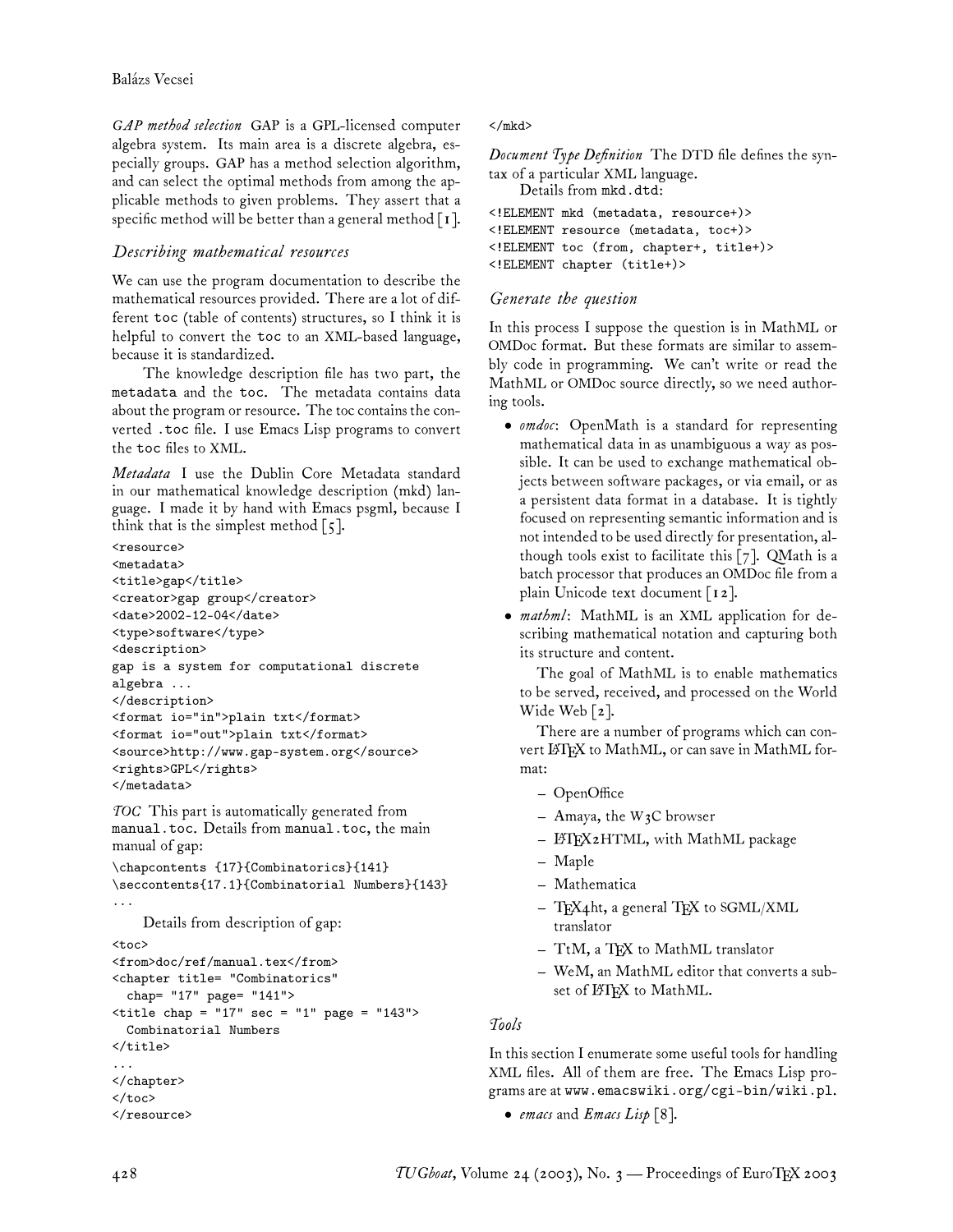*GAP method selection* GAP is a GPL-licensed computer algebra system. Its main area is a discrete algebra, especially groups. GAP has a method selection algorithm, and can select the optimal methods from among the applicable methods to given problems. They assert that a specific method will be better than a general method [1].

### Describing mathematical resources

We can use the program documentation to describe the mathematical resources provided. There are a lot of different `toc` (table of contents) structures, so I think it is helpful to convert the `toc` to an XML-based language, because it is standardized.

The knowledge description file has two part, the `metadata` and the `toc`. The metadata contains data about the program or resource. The toc contains the converted `.toc` file. I use Emacs Lisp programs to convert the `toc` files to XML.

*Metadata* I use the Dublin Core Metadata standard in our mathematical knowledge description (mkd) language. I made it by hand with Emacs psgml, because I think that is the simplest method [5].

```
<resource>
<metadata>
<title>gap</title>
<creator>gap group</creator>
<date>2002-12-04</date>
<type>software</type>
<description>
gap is a system for computational discrete
algebra ...
</description>
<format io="in">plain txt</format>
<format io="out">plain txt</format>
<source>http://www.gap-system.org</source>
<rights>GPL</rights>
</metadata>
```

*TOC* This part is automatically generated from `manual.toc`. Details from `manual.toc`, the main manual of gap:

```
\chapcontents {17}{Combinatorics}{141}
\seccontents{17.1}{Combinatorial Numbers}{143}
...
```

Details from description of gap:

```
<toc>
<from>doc/ref/manual.tex</from>
<chapter title= "Combinatorics"
  chap= "17" page= "141">
<title chap = "17" sec = "1" page = "143">
  Combinatorial Numbers
</title>
...
</chapter>
</toc>
</resource>
</mkd>
```

*Document Type Definition* The DTD file defines the syntax of a particular XML language.

Details from `mkd.dtd`:

```
<!ELEMENT mkd (metadata, resource+)>
<!ELEMENT resource (metadata, toc+)>
<!ELEMENT toc (from, chapter+, title+)>
<!ELEMENT chapter (title+)>
```

### Generate the question

In this process I suppose the question is in MathML or OMDoc format. But these formats are similar to assembly code in programming. We can't write or read the MathML or OMDoc source directly, so we need authoring tools.

- *omdoc*: OpenMath is a standard for representing mathematical data in as unambiguous a way as possible. It can be used to exchange mathematical objects between software packages, or via email, or as a persistent data format in a database. It is tightly focused on representing semantic information and is not intended to be used directly for presentation, although tools exist to facilitate this [7]. QMath is a batch processor that produces an OMDoc file from a plain Unicode text document [12].
- *mathml*: MathML is an XML application for describing mathematical notation and capturing both its structure and content.

  The goal of MathML is to enable mathematics to be served, received, and processed on the World Wide Web [2].

  There are a number of programs which can convert LaTeX to MathML, or can save in MathML format:

  - OpenOffice
  - Amaya, the W3C browser
  - LaTeX2HTML, with MathML package
  - Maple
  - Mathematica
  - TeX4ht, a general TeX to SGML/XML translator
  - TtM, a TeX to MathML translator
  - WeM, an MathML editor that converts a subset of LaTeX to MathML.

### Tools

In this section I enumerate some useful tools for handling XML files. All of them are free. The Emacs Lisp programs are at `www.emacswiki.org/cgi-bin/wiki.pl`.

- *emacs* and *Emacs Lisp* [8].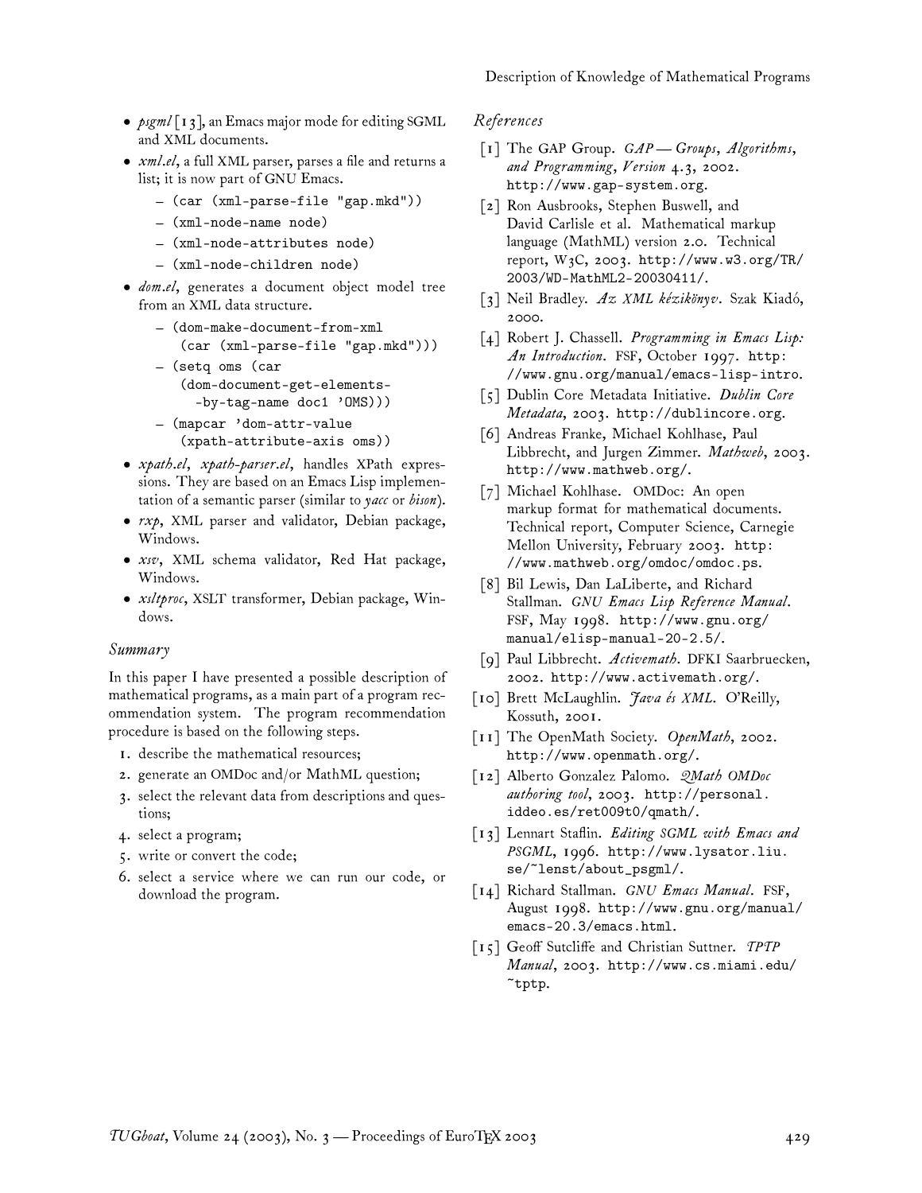- *psgml* [13], an Emacs major mode for editing SGML and XML documents.
- *xml.el*, a full XML parser, parses a file and returns a list; it is now part of GNU Emacs.
  - `(car (xml-parse-file "gap.mkd"))`
  - `(xml-node-name node)`
  - `(xml-node-attributes node)`
  - `(xml-node-children node)`
- *dom.el*, generates a document object model tree from an XML data structure.
  - ```
    (dom-make-document-from-xml
      (car (xml-parse-file "gap.mkd")))
    ```
  - ```
    (setq oms (car
      (dom-document-get-elements-
        -by-tag-name doc1 'OMS)))
    ```
  - ```
    (mapcar 'dom-attr-value
      (xpath-attribute-axis oms))
    ```
- *xpath.el*, *xpath-parser.el*, handles XPath expressions. They are based on an Emacs Lisp implementation of a semantic parser (similar to *yacc* or *bison*).
- *rxp*, XML parser and validator, Debian package, Windows.
- *xsv*, XML schema validator, Red Hat package, Windows.
- *xsltproc*, XSLT transformer, Debian package, Windows.

### *Summary*

In this paper I have presented a possible description of mathematical programs, as a main part of a program recommendation system. The program recommendation procedure is based on the following steps.

1. describe the mathematical resources;
2. generate an OMDoc and/or MathML question;
3. select the relevant data from descriptions and questions;
4. select a program;
5. write or convert the code;
6. select a service where we can run our code, or download the program.

### *References*

[1] The GAP Group. *GAP — Groups, Algorithms, and Programming, Version* 4.3, 2002. `http://www.gap-system.org`.

[2] Ron Ausbrooks, Stephen Buswell, and David Carlisle et al. Mathematical markup language (MathML) version 2.0. Technical report, W3C, 2003. `http://www.w3.org/TR/2003/WD-MathML2-20030411/`.

[3] Neil Bradley. *Az XML kézikönyv*. Szak Kiadó, 2000.

[4] Robert J. Chassell. *Programming in Emacs Lisp: An Introduction*. FSF, October 1997. `http://www.gnu.org/manual/emacs-lisp-intro`.

[5] Dublin Core Metadata Initiative. *Dublin Core Metadata*, 2003. `http://dublincore.org`.

[6] Andreas Franke, Michael Kohlhase, Paul Libbrecht, and Jurgen Zimmer. *Mathweb*, 2003. `http://www.mathweb.org/`.

[7] Michael Kohlhase. OMDoc: An open markup format for mathematical documents. Technical report, Computer Science, Carnegie Mellon University, February 2003. `http://www.mathweb.org/omdoc/omdoc.ps`.

[8] Bil Lewis, Dan LaLiberte, and Richard Stallman. *GNU Emacs Lisp Reference Manual*. FSF, May 1998. `http://www.gnu.org/manual/elisp-manual-20-2.5/`.

[9] Paul Libbrecht. *Activemath*. DFKI Saarbruecken, 2002. `http://www.activemath.org/`.

[10] Brett McLaughlin. *Java és XML*. O'Reilly, Kossuth, 2001.

[11] The OpenMath Society. *OpenMath*, 2002. `http://www.openmath.org/`.

[12] Alberto Gonzalez Palomo. *QMath OMDoc authoring tool*, 2003. `http://personal.iddeo.es/ret009t0/qmath/`.

[13] Lennart Staflin. *Editing SGML with Emacs and PSGML*, 1996. `http://www.lysator.liu.se/~lenst/about_psgml/`.

[14] Richard Stallman. *GNU Emacs Manual*. FSF, August 1998. `http://www.gnu.org/manual/emacs-20.3/emacs.html`.

[15] Geoff Sutcliffe and Christian Suttner. *TPTP Manual*, 2003. `http://www.cs.miami.edu/~tptp`.